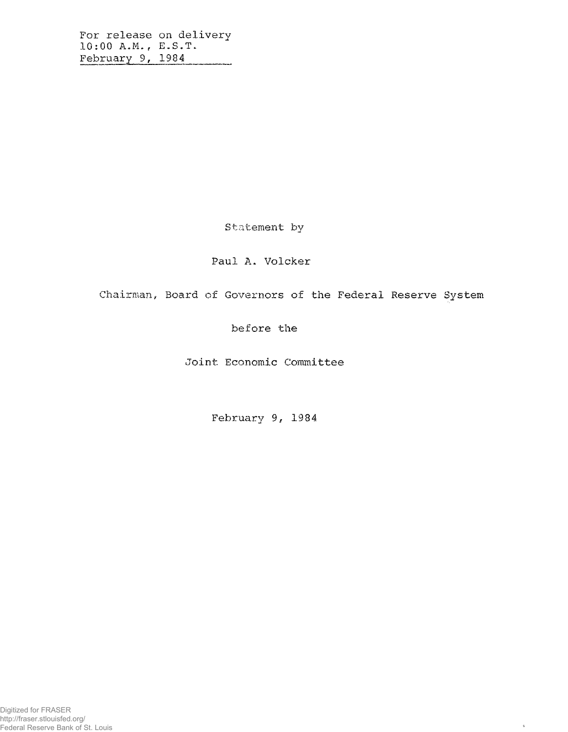For release on delivery
10:00 A.M., E.S.T.
February 9, 1984

Statement by

Paul A. Volcker

Chairman, Board of Governors of the Federal Reserve System

before the

Joint Economic Committee

February 9, 1984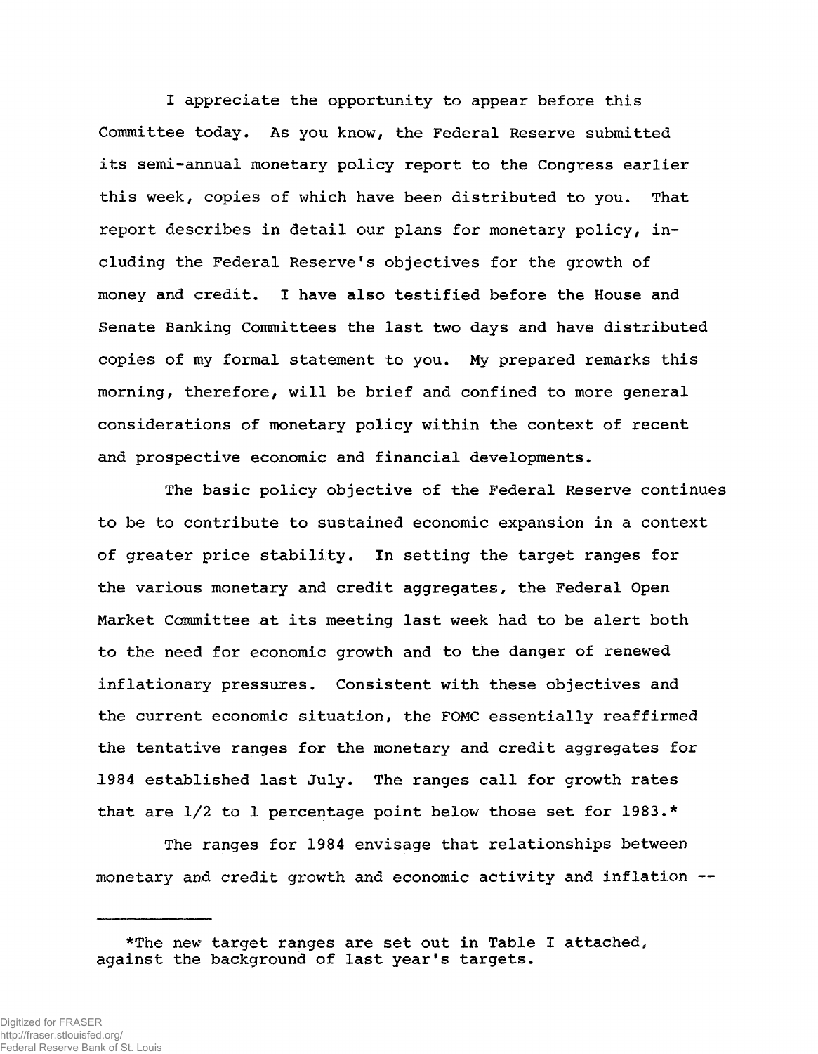I appreciate the opportunity to appear before this Committee today. As you know, the Federal Reserve submitted its semi-annual monetary policy report to the Congress earlier this week, copies of which have been distributed to you. That report describes in detail our plans for monetary policy, including the Federal Reserve's objectives for the growth of money and credit. I have also testified before the House and Senate Banking Committees the last two days and have distributed copies of my formal statement to you. My prepared remarks this morning, therefore, will be brief and confined to more general considerations of monetary policy within the context of recent and prospective economic and financial developments.

The basic policy objective of the Federal Reserve continues to be to contribute to sustained economic expansion in a context of greater price stability. In setting the target ranges for the various monetary and credit aggregates, the Federal Open Market Committee at its meeting last week had to be alert both to the need for economic growth and to the danger of renewed inflationary pressures. Consistent with these objectives and the current economic situation, the FOMC essentially reaffirmed the tentative ranges for the monetary and credit aggregates for 1984 established last July. The ranges call for growth rates that are 1/2 to 1 percentage point below those set for 1983.*

The ranges for 1984 envisage that relationships between monetary and credit growth and economic activity and inflation --

---

*The new target ranges are set out in Table I attached, against the background of last year's targets.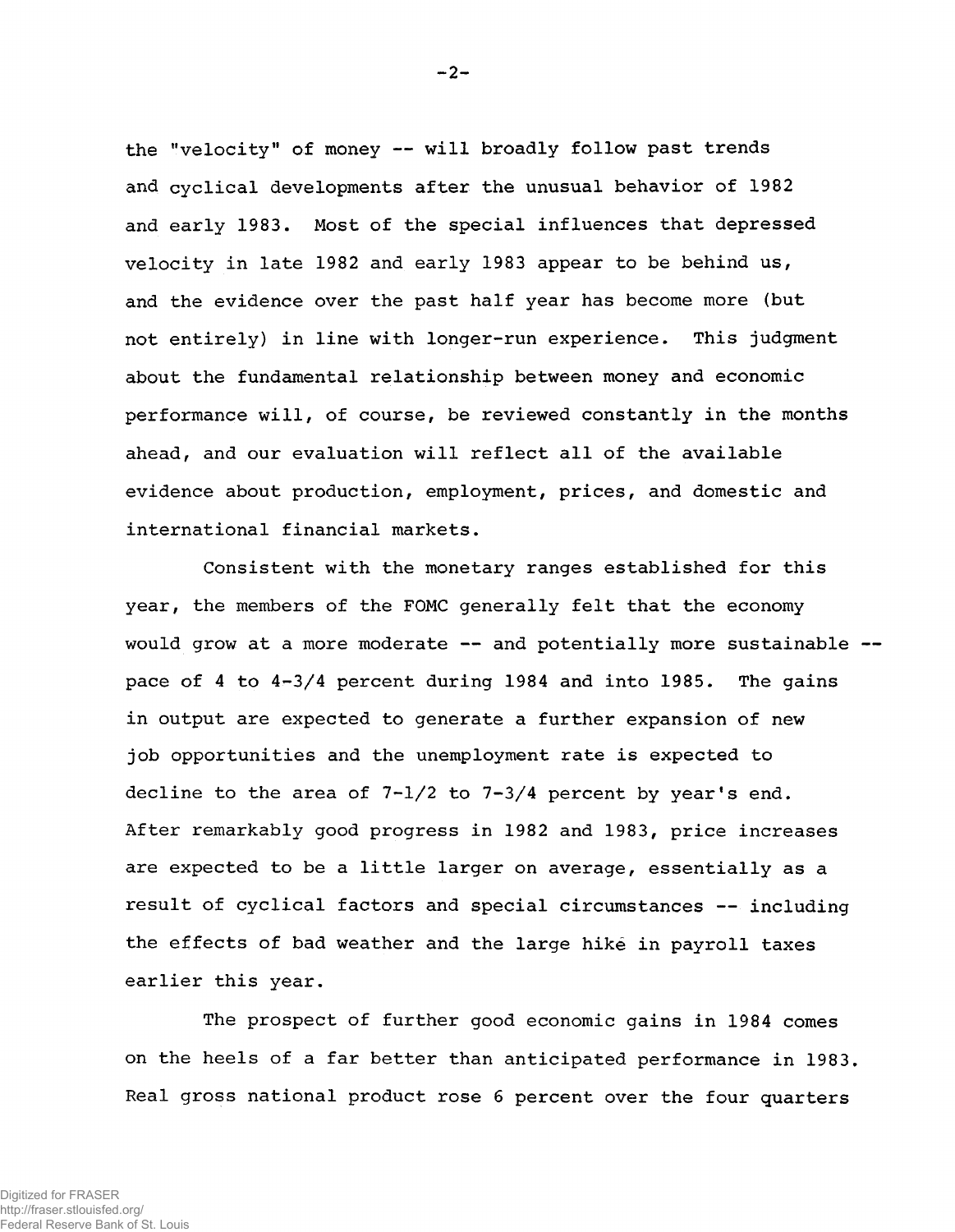the "velocity" of money -- will broadly follow past trends and cyclical developments after the unusual behavior of 1982 and early 1983. Most of the special influences that depressed velocity in late 1982 and early 1983 appear to be behind us, and the evidence over the past half year has become more (but not entirely) in line with longer-run experience. This judgment about the fundamental relationship between money and economic performance will, of course, be reviewed constantly in the months ahead, and our evaluation will reflect all of the available evidence about production, employment, prices, and domestic and international financial markets.

Consistent with the monetary ranges established for this year, the members of the FOMC generally felt that the economy would grow at a more moderate -- and potentially more sustainable -- pace of 4 to 4-3/4 percent during 1984 and into 1985. The gains in output are expected to generate a further expansion of new job opportunities and the unemployment rate is expected to decline to the area of 7-1/2 to 7-3/4 percent by year's end. After remarkably good progress in 1982 and 1983, price increases are expected to be a little larger on average, essentially as a result of cyclical factors and special circumstances -- including the effects of bad weather and the large hike in payroll taxes earlier this year.

The prospect of further good economic gains in 1984 comes on the heels of a far better than anticipated performance in 1983. Real gross national product rose 6 percent over the four quarters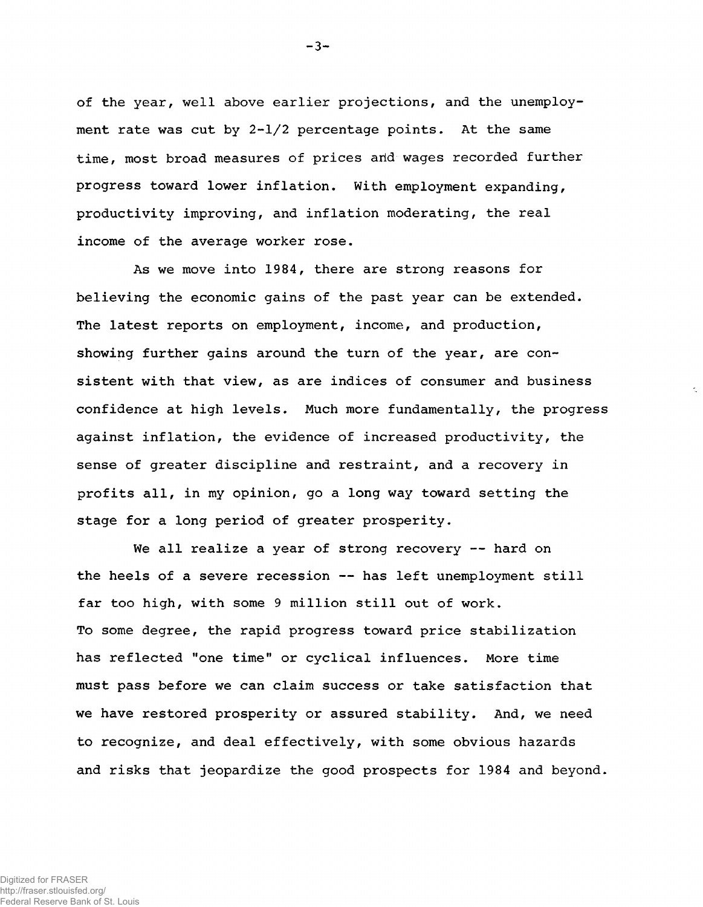of the year, well above earlier projections, and the unemployment rate was cut by 2-1/2 percentage points. At the same time, most broad measures of prices and wages recorded further progress toward lower inflation. With employment expanding, productivity improving, and inflation moderating, the real income of the average worker rose.

As we move into 1984, there are strong reasons for believing the economic gains of the past year can be extended. The latest reports on employment, income, and production, showing further gains around the turn of the year, are consistent with that view, as are indices of consumer and business confidence at high levels. Much more fundamentally, the progress against inflation, the evidence of increased productivity, the sense of greater discipline and restraint, and a recovery in profits all, in my opinion, go a long way toward setting the stage for a long period of greater prosperity.

We all realize a year of strong recovery -- hard on the heels of a severe recession -- has left unemployment still far too high, with some 9 million still out of work. To some degree, the rapid progress toward price stabilization has reflected "one time" or cyclical influences. More time must pass before we can claim success or take satisfaction that we have restored prosperity or assured stability. And, we need to recognize, and deal effectively, with some obvious hazards and risks that jeopardize the good prospects for 1984 and beyond.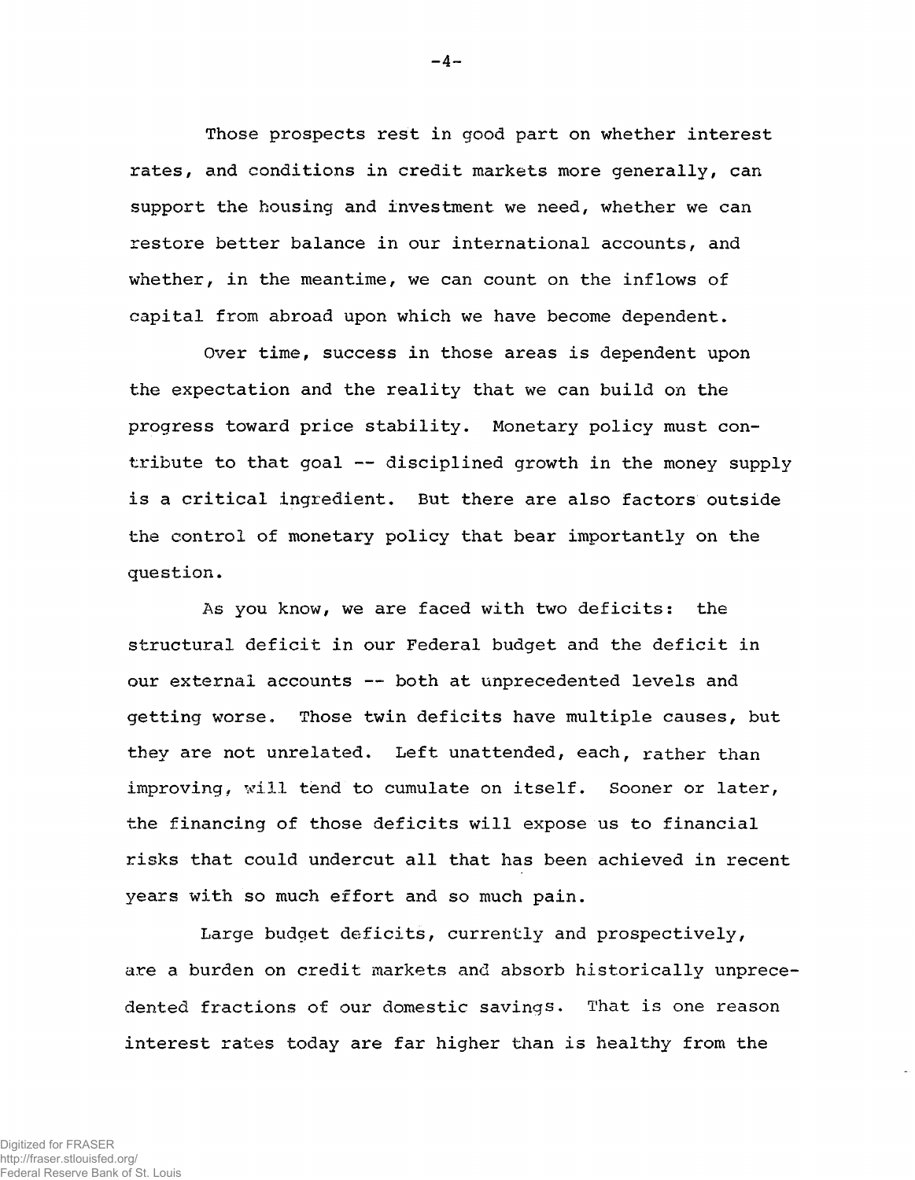Those prospects rest in good part on whether interest rates, and conditions in credit markets more generally, can support the housing and investment we need, whether we can restore better balance in our international accounts, and whether, in the meantime, we can count on the inflows of capital from abroad upon which we have become dependent.

Over time, success in those areas is dependent upon the expectation and the reality that we can build on the progress toward price stability. Monetary policy must contribute to that goal -- disciplined growth in the money supply is a critical ingredient. But there are also factors outside the control of monetary policy that bear importantly on the question.

As you know, we are faced with two deficits: the structural deficit in our Federal budget and the deficit in our external accounts -- both at unprecedented levels and getting worse. Those twin deficits have multiple causes, but they are not unrelated. Left unattended, each, rather than improving, will tend to cumulate on itself. Sooner or later, the financing of those deficits will expose us to financial risks that could undercut all that has been achieved in recent years with so much effort and so much pain.

Large budget deficits, currently and prospectively, are a burden on credit markets and absorb historically unprecedented fractions of our domestic savings. That is one reason interest rates today are far higher than is healthy from the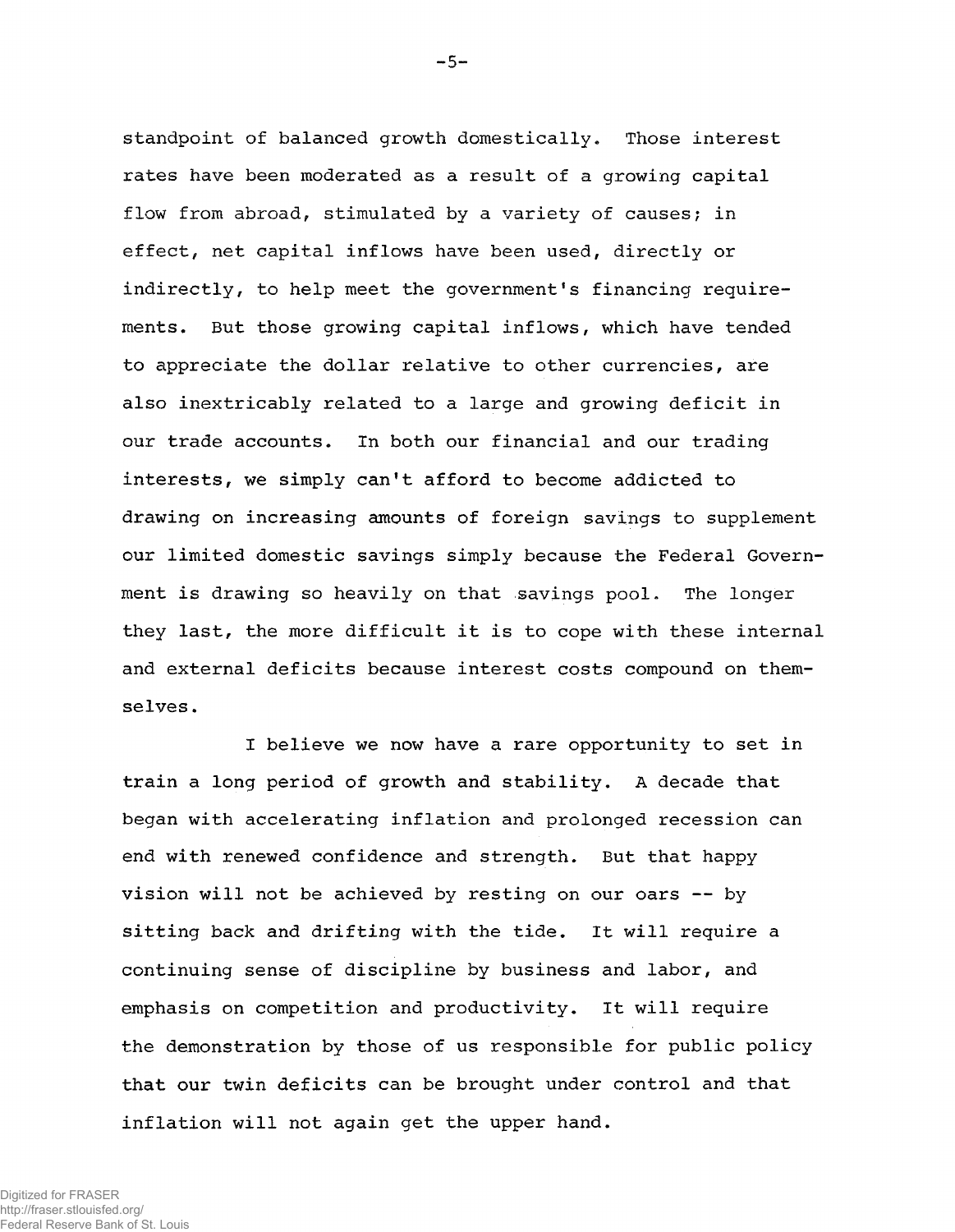standpoint of balanced growth domestically. Those interest rates have been moderated as a result of a growing capital flow from abroad, stimulated by a variety of causes; in effect, net capital inflows have been used, directly or indirectly, to help meet the government's financing requirements. But those growing capital inflows, which have tended to appreciate the dollar relative to other currencies, are also inextricably related to a large and growing deficit in our trade accounts. In both our financial and our trading interests, we simply can't afford to become addicted to drawing on increasing amounts of foreign savings to supplement our limited domestic savings simply because the Federal Government is drawing so heavily on that savings pool. The longer they last, the more difficult it is to cope with these internal and external deficits because interest costs compound on themselves.

I believe we now have a rare opportunity to set in train a long period of growth and stability. A decade that began with accelerating inflation and prolonged recession can end with renewed confidence and strength. But that happy vision will not be achieved by resting on our oars -- by sitting back and drifting with the tide. It will require a continuing sense of discipline by business and labor, and emphasis on competition and productivity. It will require the demonstration by those of us responsible for public policy that our twin deficits can be brought under control and that inflation will not again get the upper hand.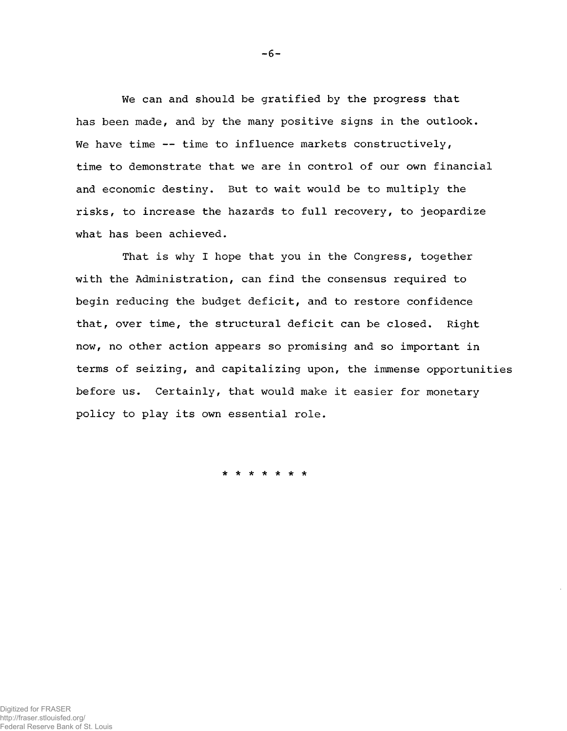We can and should be gratified by the progress that has been made, and by the many positive signs in the outlook. We have time -- time to influence markets constructively, time to demonstrate that we are in control of our own financial and economic destiny. But to wait would be to multiply the risks, to increase the hazards to full recovery, to jeopardize what has been achieved.

That is why I hope that you in the Congress, together with the Administration, can find the consensus required to begin reducing the budget deficit, and to restore confidence that, over time, the structural deficit can be closed. Right now, no other action appears so promising and so important in terms of seizing, and capitalizing upon, the immense opportunities before us. Certainly, that would make it easier for monetary policy to play its own essential role.

* * * * * * *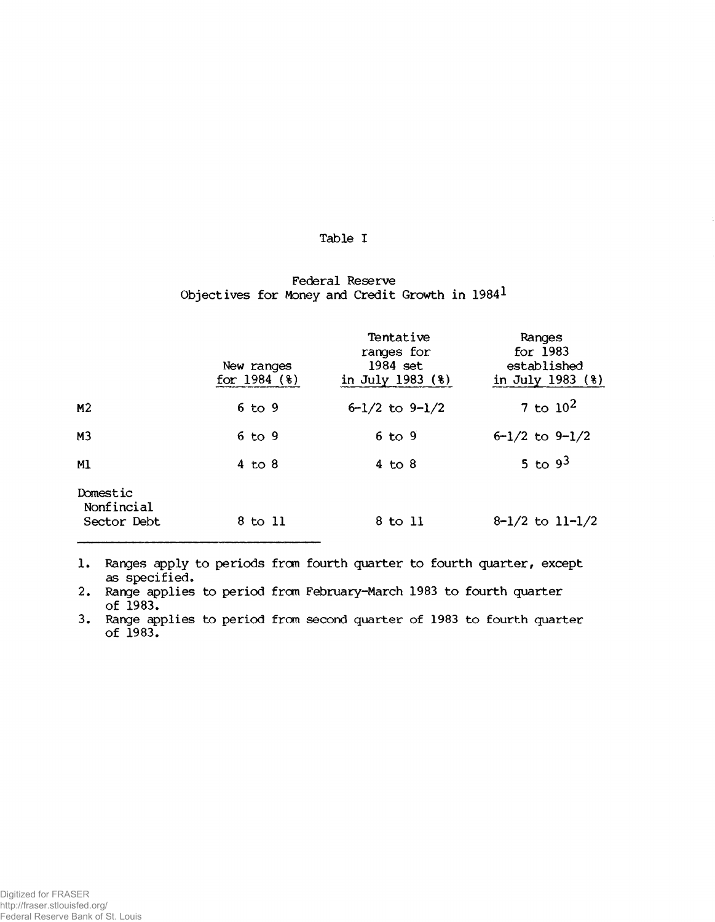Table I

Federal Reserve
Objectives for Money and Credit Growth in 1984[1]

| | New ranges for 1984 (%) | Tentative ranges for 1984 set in July 1983 (%) | Ranges for 1983 established in July 1983 (%) |
|---|---|---|---|
| M2 | 6 to 9 | 6-1/2 to 9-1/2 | 7 to 10[2] |
| M3 | 6 to 9 | 6 to 9 | 6-1/2 to 9-1/2 |
| M1 | 4 to 8 | 4 to 8 | 5 to 9[3] |
| Domestic Nonfincial Sector Debt | 8 to 11 | 8 to 11 | 8-1/2 to 11-1/2 |

1. Ranges apply to periods from fourth quarter to fourth quarter, except as specified.
2. Range applies to period from February-March 1983 to fourth quarter of 1983.
3. Range applies to period from second quarter of 1983 to fourth quarter of 1983.